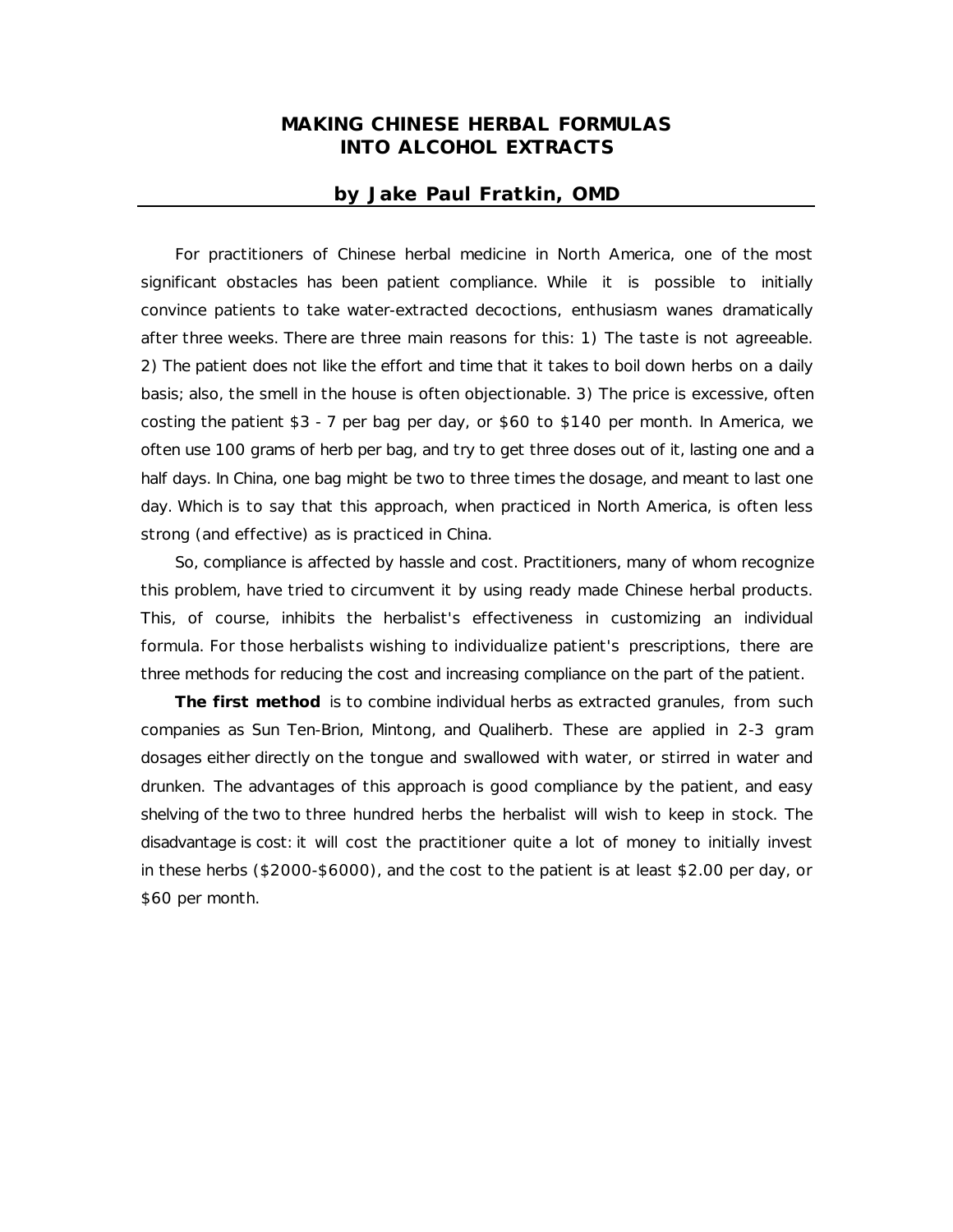# MAKING CHINESE HERBAL FORMULAS INTO ALCOHOL EXTRACTS

## by Jake Paul Fratkin, OMD

For practitioners of Chinese herbal medicine in North America, one of the most significant obstacles has been patient compliance. While it is possible to initially convince patients to take water-extracted decoctions, enthusiasm wanes dramatically after three weeks. There are three main reasons for this: 1) The taste is not agreeable. 2) The patient does not like the effort and time that it takes to boil down herbs on a daily basis; also, the smell in the house is often objectionable. 3) The price is excessive, often costing the patient $3 - 7 per bag per day, or $60 to $140 per month. In America, we often use 100 grams of herb per bag, and try to get three doses out of it, lasting one and a half days. In China, one bag might be two to three times the dosage, and meant to last one day. Which is to say that this approach, when practiced in North America, is often less strong (and effective) as is practiced in China.

So, compliance is affected by hassle and cost. Practitioners, many of whom recognize this problem, have tried to circumvent it by using ready made Chinese herbal products. This, of course, inhibits the herbalist's effectiveness in customizing an individual formula. For those herbalists wishing to individualize patient's prescriptions, there are three methods for reducing the cost and increasing compliance on the part of the patient.

**The first method** is to combine individual herbs as extracted granules, from such companies as Sun Ten-Brion, Mintong, and Qualiherb. These are applied in 2-3 gram dosages either directly on the tongue and swallowed with water, or stirred in water and drunken. The advantages of this approach is good compliance by the patient, and easy shelving of the two to three hundred herbs the herbalist will wish to keep in stock. The disadvantage is cost: it will cost the practitioner quite a lot of money to initially invest in these herbs ($2000-$6000), and the cost to the patient is at least $2.00 per day, or $60 per month.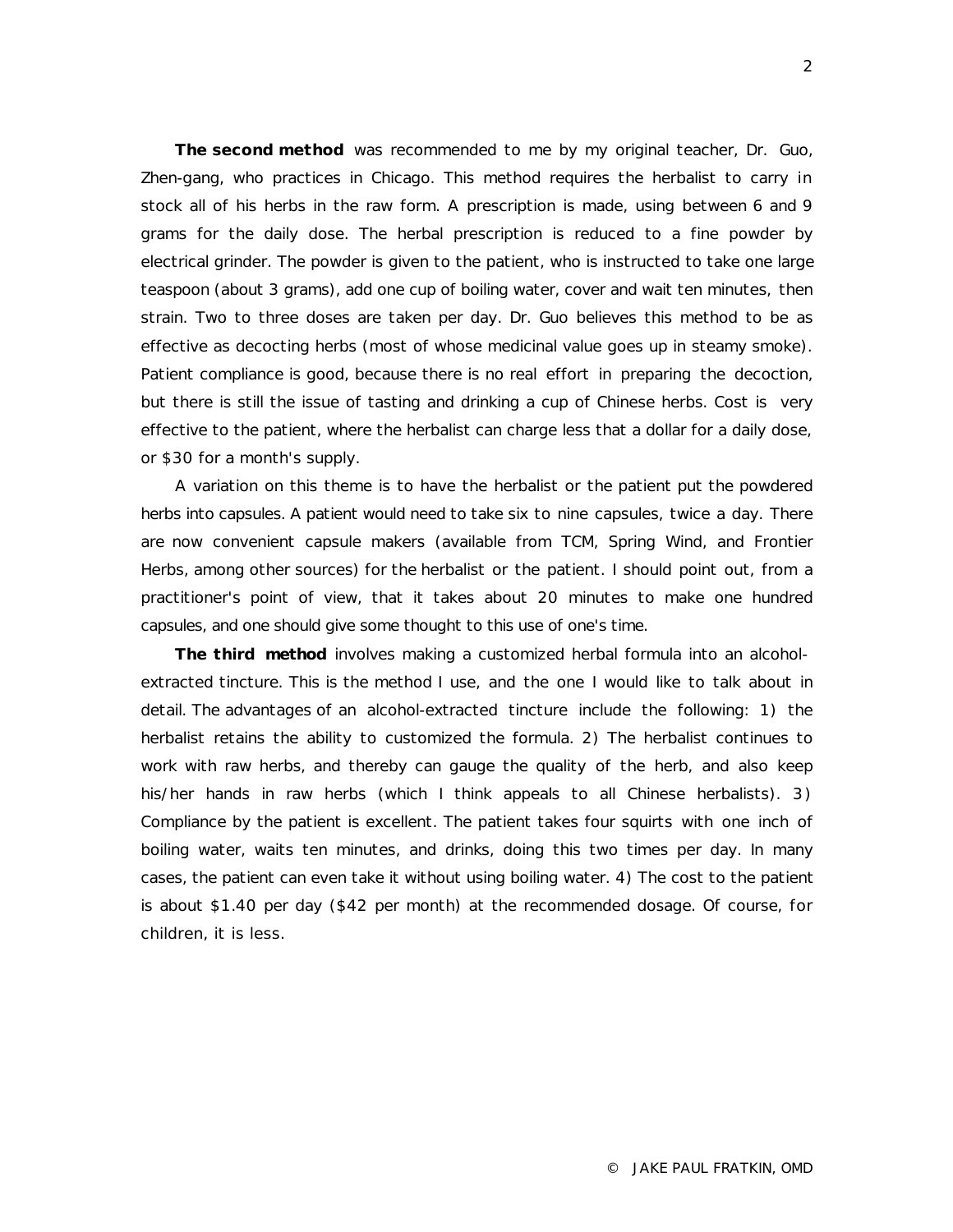**The second method** was recommended to me by my original teacher, Dr. Guo, Zhen-gang, who practices in Chicago. This method requires the herbalist to carry in stock all of his herbs in the raw form. A prescription is made, using between 6 and 9 grams for the daily dose. The herbal prescription is reduced to a fine powder by electrical grinder. The powder is given to the patient, who is instructed to take one large teaspoon (about 3 grams), add one cup of boiling water, cover and wait ten minutes, then strain. Two to three doses are taken per day. Dr. Guo believes this method to be as effective as decocting herbs (most of whose medicinal value goes up in steamy smoke). Patient compliance is good, because there is no real effort in preparing the decoction, but there is still the issue of tasting and drinking a cup of Chinese herbs. Cost is very effective to the patient, where the herbalist can charge less that a dollar for a daily dose, or $30 for a month's supply.

A variation on this theme is to have the herbalist or the patient put the powdered herbs into capsules. A patient would need to take six to nine capsules, twice a day. There are now convenient capsule makers (available from TCM, Spring Wind, and Frontier Herbs, among other sources) for the herbalist or the patient. I should point out, from a practitioner's point of view, that it takes about 20 minutes to make one hundred capsules, and one should give some thought to this use of one's time.

**The third method** involves making a customized herbal formula into an alcohol-extracted tincture. This is the method I use, and the one I would like to talk about in detail. The advantages of an alcohol-extracted tincture include the following: 1) the herbalist retains the ability to customized the formula. 2) The herbalist continues to work with raw herbs, and thereby can gauge the quality of the herb, and also keep his/her hands in raw herbs (which I think appeals to all Chinese herbalists). 3) Compliance by the patient is excellent. The patient takes four squirts with one inch of boiling water, waits ten minutes, and drinks, doing this two times per day. In many cases, the patient can even take it without using boiling water. 4) The cost to the patient is about $1.40 per day ($42 per month) at the recommended dosage. Of course, for children, it is less.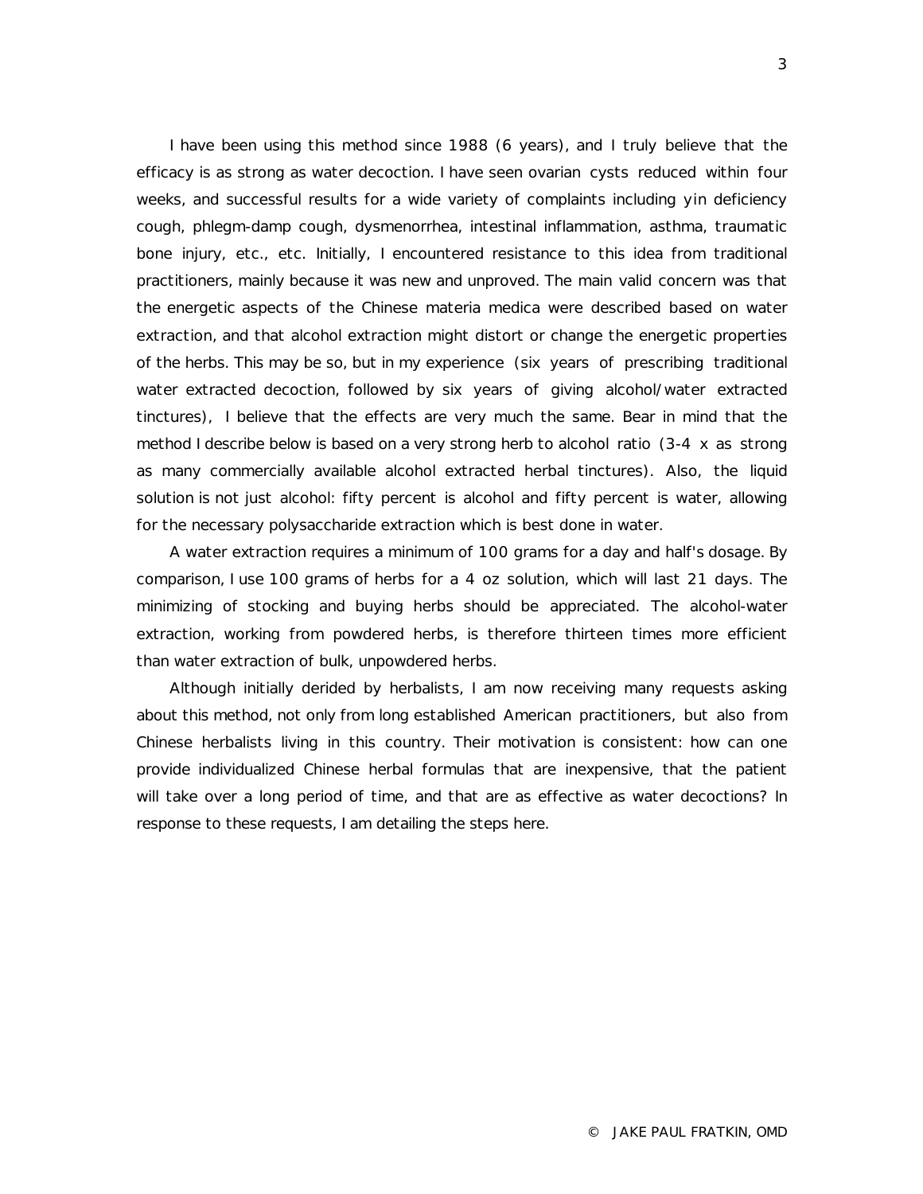I have been using this method since 1988 (6 years), and I truly believe that the efficacy is as strong as water decoction. I have seen ovarian cysts reduced within four weeks, and successful results for a wide variety of complaints including yin deficiency cough, phlegm-damp cough, dysmenorrhea, intestinal inflammation, asthma, traumatic bone injury, etc., etc. Initially, I encountered resistance to this idea from traditional practitioners, mainly because it was new and unproved. The main valid concern was that the energetic aspects of the Chinese materia medica were described based on water extraction, and that alcohol extraction might distort or change the energetic properties of the herbs. This may be so, but in my experience (six years of prescribing traditional water extracted decoction, followed by six years of giving alcohol/water extracted tinctures), I believe that the effects are very much the same. Bear in mind that the method I describe below is based on a very strong herb to alcohol ratio (3-4 x as strong as many commercially available alcohol extracted herbal tinctures). Also, the liquid solution is not just alcohol: fifty percent is alcohol and fifty percent is water, allowing for the necessary polysaccharide extraction which is best done in water.

A water extraction requires a minimum of 100 grams for a day and half's dosage. By comparison, I use 100 grams of herbs for a 4 oz solution, which will last 21 days. The minimizing of stocking and buying herbs should be appreciated. The alcohol-water extraction, working from powdered herbs, is therefore thirteen times more efficient than water extraction of bulk, unpowdered herbs.

Although initially derided by herbalists, I am now receiving many requests asking about this method, not only from long established American practitioners, but also from Chinese herbalists living in this country. Their motivation is consistent: how can one provide individualized Chinese herbal formulas that are inexpensive, that the patient will take over a long period of time, and that are as effective as water decoctions? In response to these requests, I am detailing the steps here.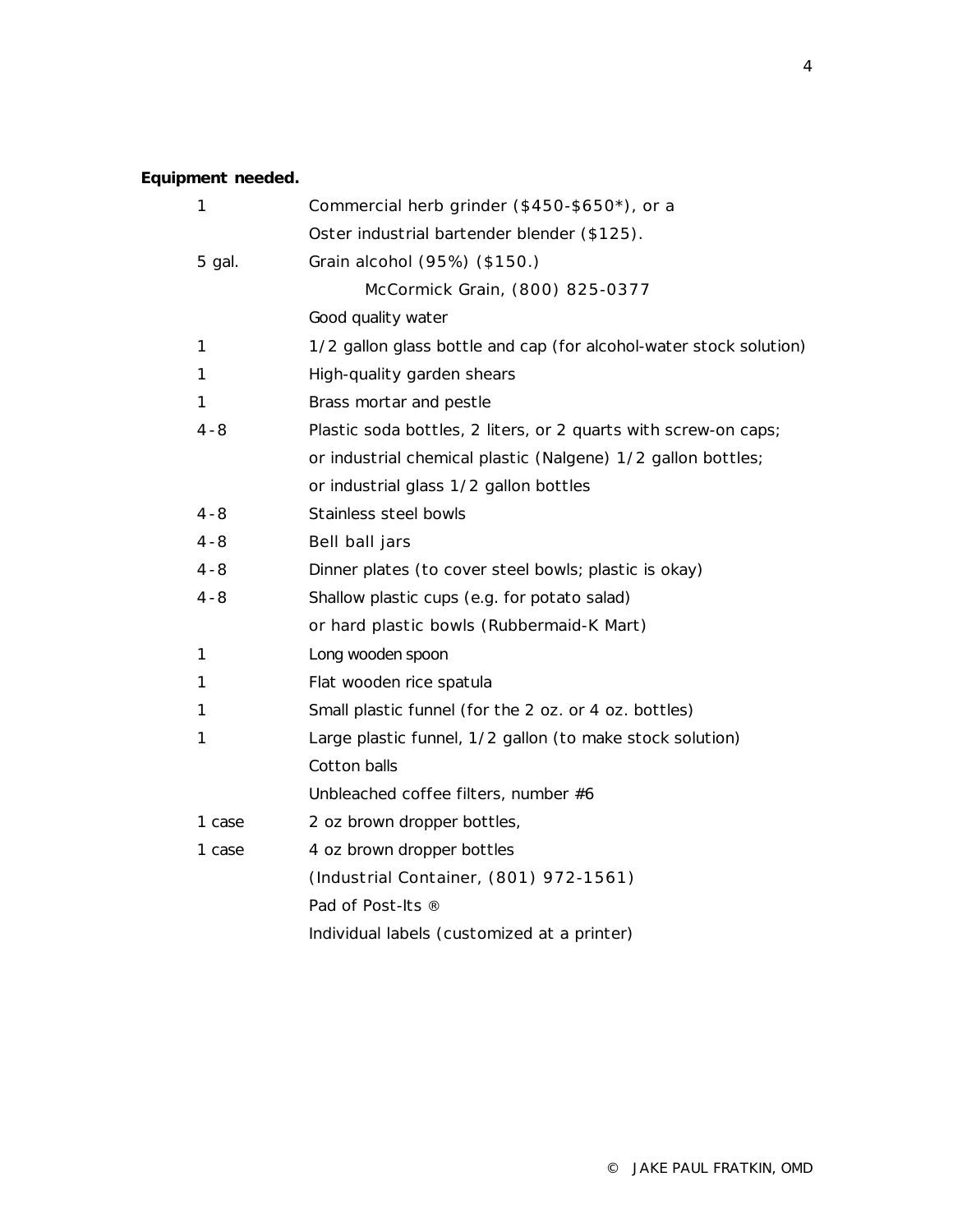**Equipment needed.**

| | |
|---|---|
| 1 | Commercial herb grinder ($450-$650*), or a |
| | Oster industrial bartender blender ($125). |
| 5 gal. | Grain alcohol (95%) ($150.) |
| | McCormick Grain, (800) 825-0377 |
| | Good quality water |
| 1 | 1/2 gallon glass bottle and cap (for alcohol-water stock solution) |
| 1 | High-quality garden shears |
| 1 | Brass mortar and pestle |
| 4-8 | Plastic soda bottles, 2 liters, or 2 quarts with screw-on caps; |
| | or industrial chemical plastic (Nalgene) 1/2 gallon bottles; |
| | or industrial glass 1/2 gallon bottles |
| 4-8 | Stainless steel bowls |
| 4-8 | Bell ball jars |
| 4-8 | Dinner plates (to cover steel bowls; plastic is okay) |
| 4-8 | Shallow plastic cups (e.g. for potato salad) |
| | or hard plastic bowls (Rubbermaid-K Mart) |
| 1 | Long wooden spoon |
| 1 | Flat wooden rice spatula |
| 1 | Small plastic funnel (for the 2 oz. or 4 oz. bottles) |
| 1 | Large plastic funnel, 1/2 gallon (to make stock solution) |
| | Cotton balls |
| | Unbleached coffee filters, number #6 |
| 1 case | 2 oz brown dropper bottles, |
| 1 case | 4 oz brown dropper bottles |
| | (Industrial Container, (801) 972-1561) |
| | Pad of Post-Its ® |
| | Individual labels (customized at a printer) |

© JAKE PAUL FRATKIN, OMD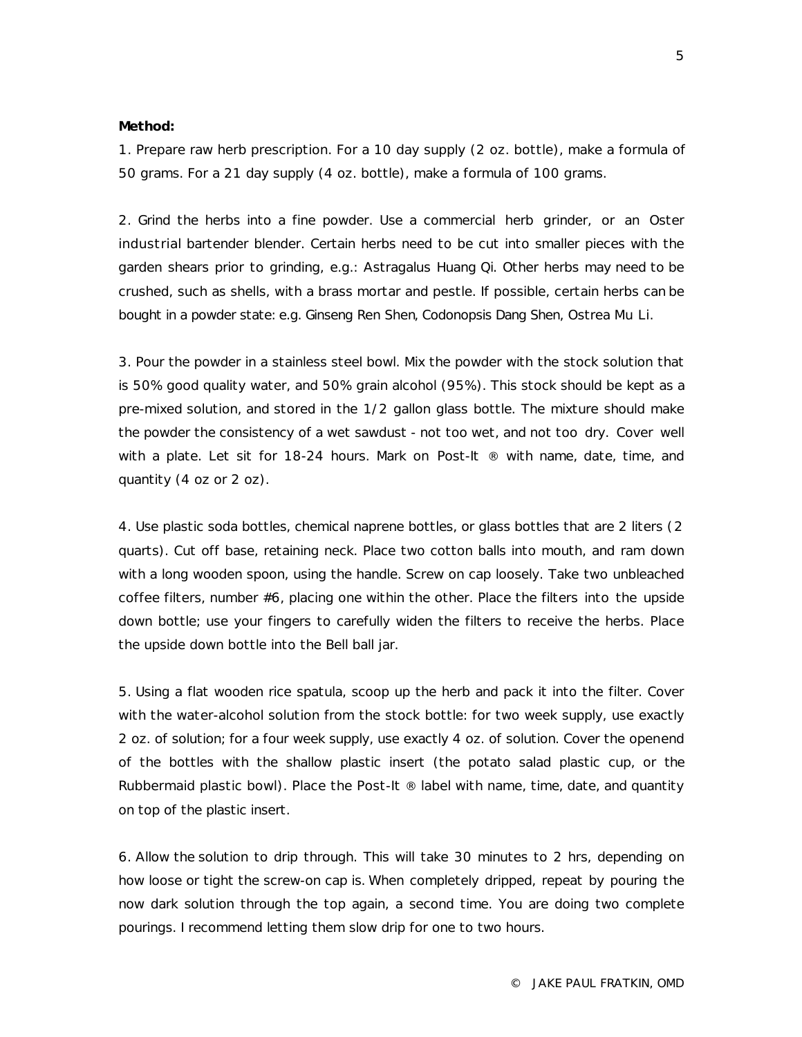**Method:**

1. Prepare raw herb prescription. For a 10 day supply (2 oz. bottle), make a formula of 50 grams. For a 21 day supply (4 oz. bottle), make a formula of 100 grams.

2. Grind the herbs into a fine powder. Use a commercial herb grinder, or an Oster industrial bartender blender. Certain herbs need to be cut into smaller pieces with the garden shears prior to grinding, e.g.: Astragalus Huang Qi. Other herbs may need to be crushed, such as shells, with a brass mortar and pestle. If possible, certain herbs can be bought in a powder state: e.g. Ginseng Ren Shen, Codonopsis Dang Shen, Ostrea Mu Li.

3. Pour the powder in a stainless steel bowl. Mix the powder with the stock solution that is 50% good quality water, and 50% grain alcohol (95%). This stock should be kept as a pre-mixed solution, and stored in the 1/2 gallon glass bottle. The mixture should make the powder the consistency of a wet sawdust - not too wet, and not too dry. Cover well with a plate. Let sit for 18-24 hours. Mark on Post-It ® with name, date, time, and quantity (4 oz or 2 oz).

4. Use plastic soda bottles, chemical naprene bottles, or glass bottles that are 2 liters (2 quarts). Cut off base, retaining neck. Place two cotton balls into mouth, and ram down with a long wooden spoon, using the handle. Screw on cap loosely. Take two unbleached coffee filters, number #6, placing one within the other. Place the filters into the upside down bottle; use your fingers to carefully widen the filters to receive the herbs. Place the upside down bottle into the Bell ball jar.

5. Using a flat wooden rice spatula, scoop up the herb and pack it into the filter. Cover with the water-alcohol solution from the stock bottle: for two week supply, use exactly 2 oz. of solution; for a four week supply, use exactly 4 oz. of solution. Cover the openend of the bottles with the shallow plastic insert (the potato salad plastic cup, or the Rubbermaid plastic bowl). Place the Post-It ® label with name, time, date, and quantity on top of the plastic insert.

6. Allow the solution to drip through. This will take 30 minutes to 2 hrs, depending on how loose or tight the screw-on cap is. When completely dripped, repeat by pouring the now dark solution through the top again, a second time. You are doing two complete pourings. I recommend letting them slow drip for one to two hours.

© JAKE PAUL FRATKIN, OMD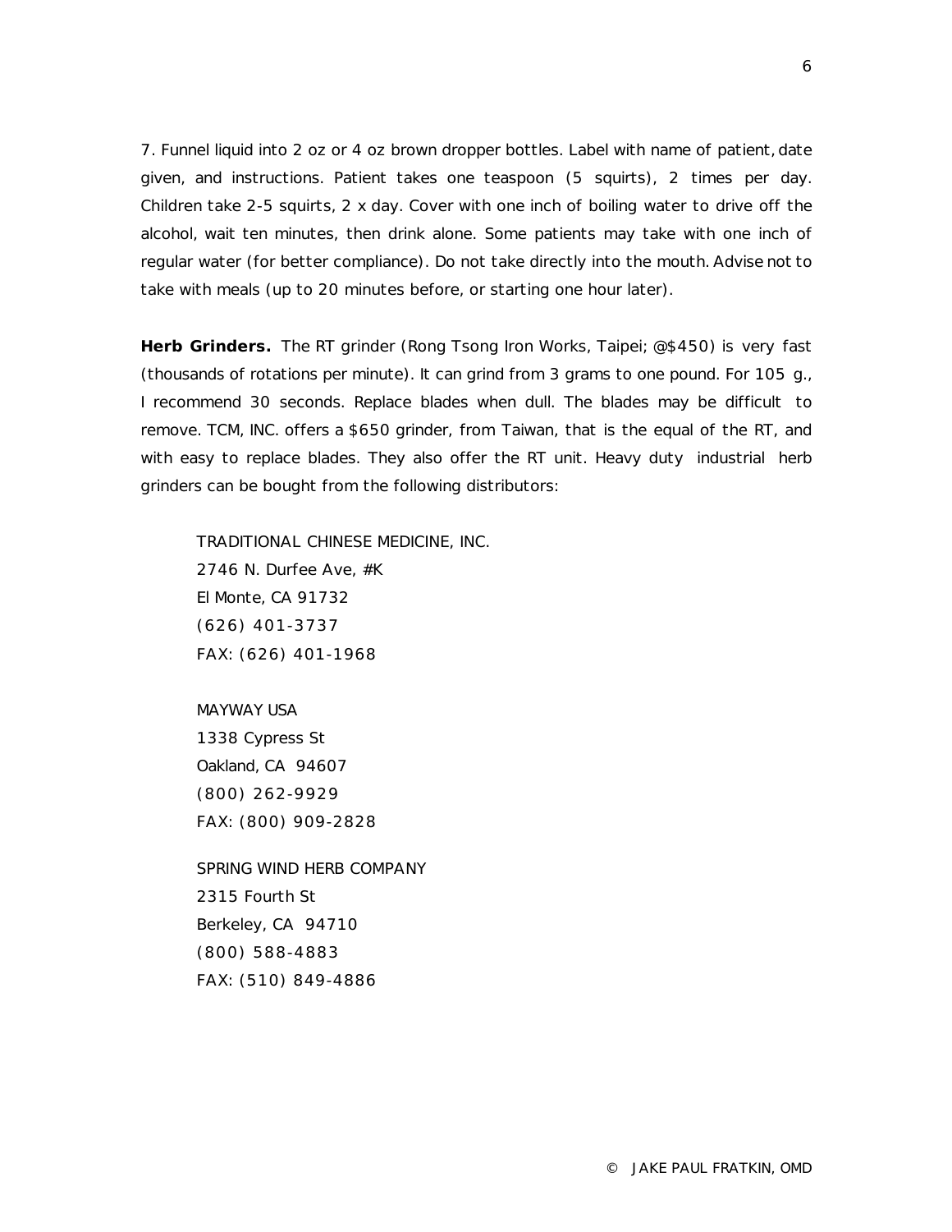7. Funnel liquid into 2 oz or 4 oz brown dropper bottles. Label with name of patient, date given, and instructions. Patient takes one teaspoon (5 squirts), 2 times per day. Children take 2-5 squirts, 2 x day. Cover with one inch of boiling water to drive off the alcohol, wait ten minutes, then drink alone. Some patients may take with one inch of regular water (for better compliance). Do not take directly into the mouth. Advise not to take with meals (up to 20 minutes before, or starting one hour later).

**Herb Grinders.** The RT grinder (Rong Tsong Iron Works, Taipei; @$450) is very fast (thousands of rotations per minute). It can grind from 3 grams to one pound. For 105 g., I recommend 30 seconds. Replace blades when dull. The blades may be difficult to remove. TCM, INC. offers a $650 grinder, from Taiwan, that is the equal of the RT, and with easy to replace blades. They also offer the RT unit. Heavy duty industrial herb grinders can be bought from the following distributors:

TRADITIONAL CHINESE MEDICINE, INC.
2746 N. Durfee Ave, #K
El Monte, CA 91732
(626) 401-3737
FAX: (626) 401-1968

MAYWAY USA
1338 Cypress St
Oakland, CA 94607
(800) 262-9929
FAX: (800) 909-2828

SPRING WIND HERB COMPANY
2315 Fourth St
Berkeley, CA 94710
(800) 588-4883
FAX: (510) 849-4886

© JAKE PAUL FRATKIN, OMD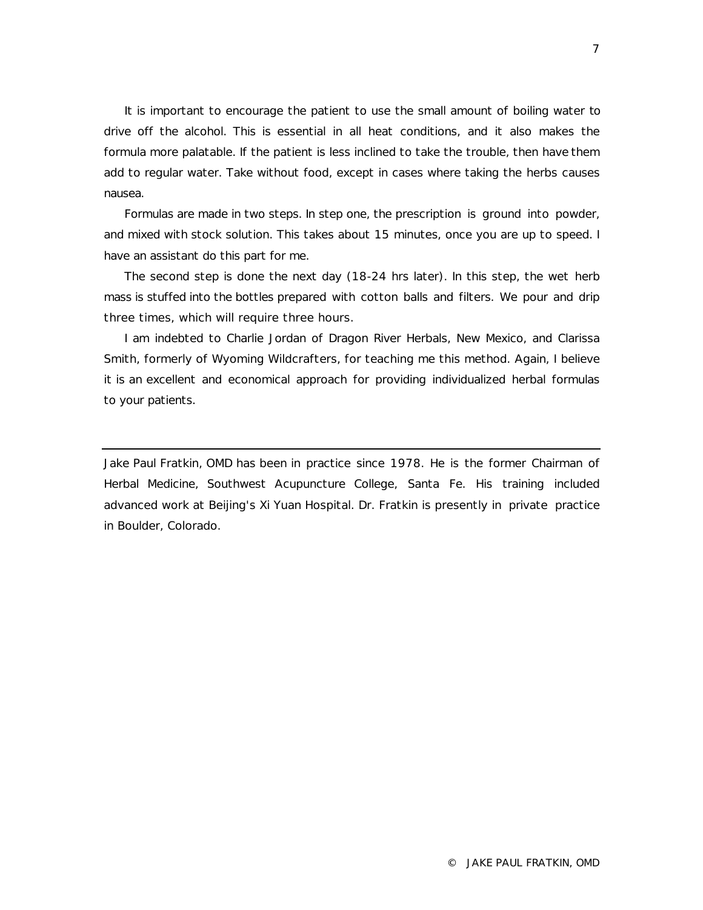It is important to encourage the patient to use the small amount of boiling water to drive off the alcohol. This is essential in all heat conditions, and it also makes the formula more palatable. If the patient is less inclined to take the trouble, then have them add to regular water. Take without food, except in cases where taking the herbs causes nausea.

Formulas are made in two steps. In step one, the prescription is ground into powder, and mixed with stock solution. This takes about 15 minutes, once you are up to speed. I have an assistant do this part for me.

The second step is done the next day (18-24 hrs later). In this step, the wet herb mass is stuffed into the bottles prepared with cotton balls and filters. We pour and drip three times, which will require three hours.

I am indebted to Charlie Jordan of Dragon River Herbals, New Mexico, and Clarissa Smith, formerly of Wyoming Wildcrafters, for teaching me this method. Again, I believe it is an excellent and economical approach for providing individualized herbal formulas to your patients.

---

Jake Paul Fratkin, OMD has been in practice since 1978. He is the former Chairman of Herbal Medicine, Southwest Acupuncture College, Santa Fe. His training included advanced work at Beijing's Xi Yuan Hospital. Dr. Fratkin is presently in private practice in Boulder, Colorado.

© JAKE PAUL FRATKIN, OMD